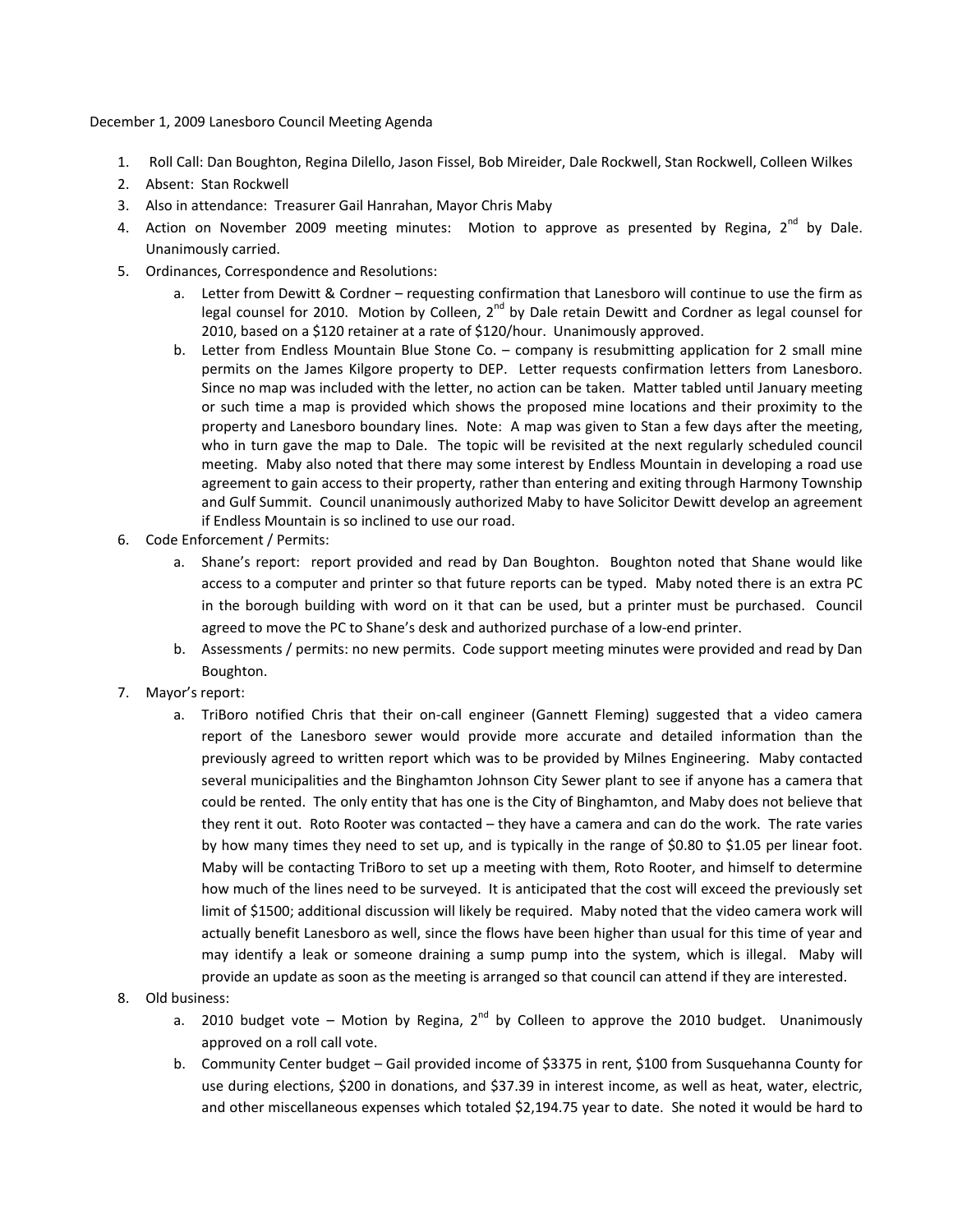December 1, 2009 Lanesboro Council Meeting Agenda

1. Roll Call: Dan Boughton, Regina Dilello, Jason Fissel, Bob Mireider, Dale Rockwell, Stan Rockwell, Colleen Wilkes
2. Absent: Stan Rockwell
3. Also in attendance: Treasurer Gail Hanrahan, Mayor Chris Maby
4. Action on November 2009 meeting minutes: Motion to approve as presented by Regina, 2nd by Dale. Unanimously carried.
5. Ordinances, Correspondence and Resolutions:
   a. Letter from Dewitt & Cordner – requesting confirmation that Lanesboro will continue to use the firm as legal counsel for 2010. Motion by Colleen, 2nd by Dale retain Dewitt and Cordner as legal counsel for 2010, based on a $120 retainer at a rate of $120/hour. Unanimously approved.
   b. Letter from Endless Mountain Blue Stone Co. – company is resubmitting application for 2 small mine permits on the James Kilgore property to DEP. Letter requests confirmation letters from Lanesboro. Since no map was included with the letter, no action can be taken. Matter tabled until January meeting or such time a map is provided which shows the proposed mine locations and their proximity to the property and Lanesboro boundary lines. Note: A map was given to Stan a few days after the meeting, who in turn gave the map to Dale. The topic will be revisited at the next regularly scheduled council meeting. Maby also noted that there may some interest by Endless Mountain in developing a road use agreement to gain access to their property, rather than entering and exiting through Harmony Township and Gulf Summit. Council unanimously authorized Maby to have Solicitor Dewitt develop an agreement if Endless Mountain is so inclined to use our road.
6. Code Enforcement / Permits:
   a. Shane's report: report provided and read by Dan Boughton. Boughton noted that Shane would like access to a computer and printer so that future reports can be typed. Maby noted there is an extra PC in the borough building with word on it that can be used, but a printer must be purchased. Council agreed to move the PC to Shane's desk and authorized purchase of a low-end printer.
   b. Assessments / permits: no new permits. Code support meeting minutes were provided and read by Dan Boughton.
7. Mayor's report:
   a. TriBoro notified Chris that their on-call engineer (Gannett Fleming) suggested that a video camera report of the Lanesboro sewer would provide more accurate and detailed information than the previously agreed to written report which was to be provided by Milnes Engineering. Maby contacted several municipalities and the Binghamton Johnson City Sewer plant to see if anyone has a camera that could be rented. The only entity that has one is the City of Binghamton, and Maby does not believe that they rent it out. Roto Rooter was contacted – they have a camera and can do the work. The rate varies by how many times they need to set up, and is typically in the range of $0.80 to $1.05 per linear foot. Maby will be contacting TriBoro to set up a meeting with them, Roto Rooter, and himself to determine how much of the lines need to be surveyed. It is anticipated that the cost will exceed the previously set limit of $1500; additional discussion will likely be required. Maby noted that the video camera work will actually benefit Lanesboro as well, since the flows have been higher than usual for this time of year and may identify a leak or someone draining a sump pump into the system, which is illegal. Maby will provide an update as soon as the meeting is arranged so that council can attend if they are interested.
8. Old business:
   a. 2010 budget vote – Motion by Regina, 2nd by Colleen to approve the 2010 budget. Unanimously approved on a roll call vote.
   b. Community Center budget – Gail provided income of $3375 in rent, $100 from Susquehanna County for use during elections, $200 in donations, and $37.39 in interest income, as well as heat, water, electric, and other miscellaneous expenses which totaled $2,194.75 year to date. She noted it would be hard to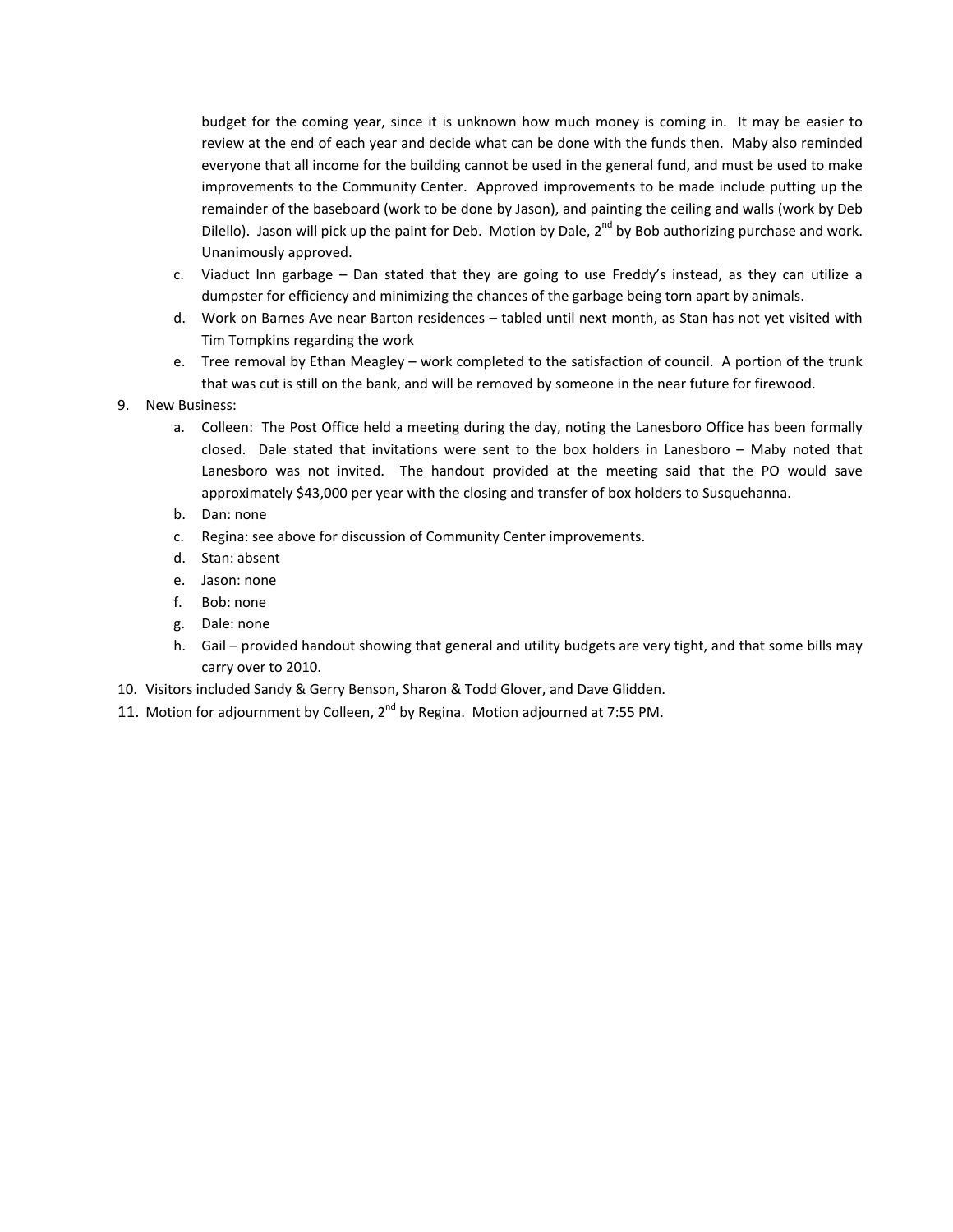budget for the coming year, since it is unknown how much money is coming in. It may be easier to review at the end of each year and decide what can be done with the funds then. Maby also reminded everyone that all income for the building cannot be used in the general fund, and must be used to make improvements to the Community Center. Approved improvements to be made include putting up the remainder of the baseboard (work to be done by Jason), and painting the ceiling and walls (work by Deb Dilello). Jason will pick up the paint for Deb. Motion by Dale, 2nd by Bob authorizing purchase and work. Unanimously approved.

   c. Viaduct Inn garbage – Dan stated that they are going to use Freddy's instead, as they can utilize a dumpster for efficiency and minimizing the chances of the garbage being torn apart by animals.
   d. Work on Barnes Ave near Barton residences – tabled until next month, as Stan has not yet visited with Tim Tompkins regarding the work
   e. Tree removal by Ethan Meagley – work completed to the satisfaction of council. A portion of the trunk that was cut is still on the bank, and will be removed by someone in the near future for firewood.

9. New Business:
   a. Colleen: The Post Office held a meeting during the day, noting the Lanesboro Office has been formally closed. Dale stated that invitations were sent to the box holders in Lanesboro – Maby noted that Lanesboro was not invited. The handout provided at the meeting said that the PO would save approximately $43,000 per year with the closing and transfer of box holders to Susquehanna.
   b. Dan: none
   c. Regina: see above for discussion of Community Center improvements.
   d. Stan: absent
   e. Jason: none
   f. Bob: none
   g. Dale: none
   h. Gail – provided handout showing that general and utility budgets are very tight, and that some bills may carry over to 2010.
10. Visitors included Sandy & Gerry Benson, Sharon & Todd Glover, and Dave Glidden.
11. Motion for adjournment by Colleen, 2nd by Regina. Motion adjourned at 7:55 PM.